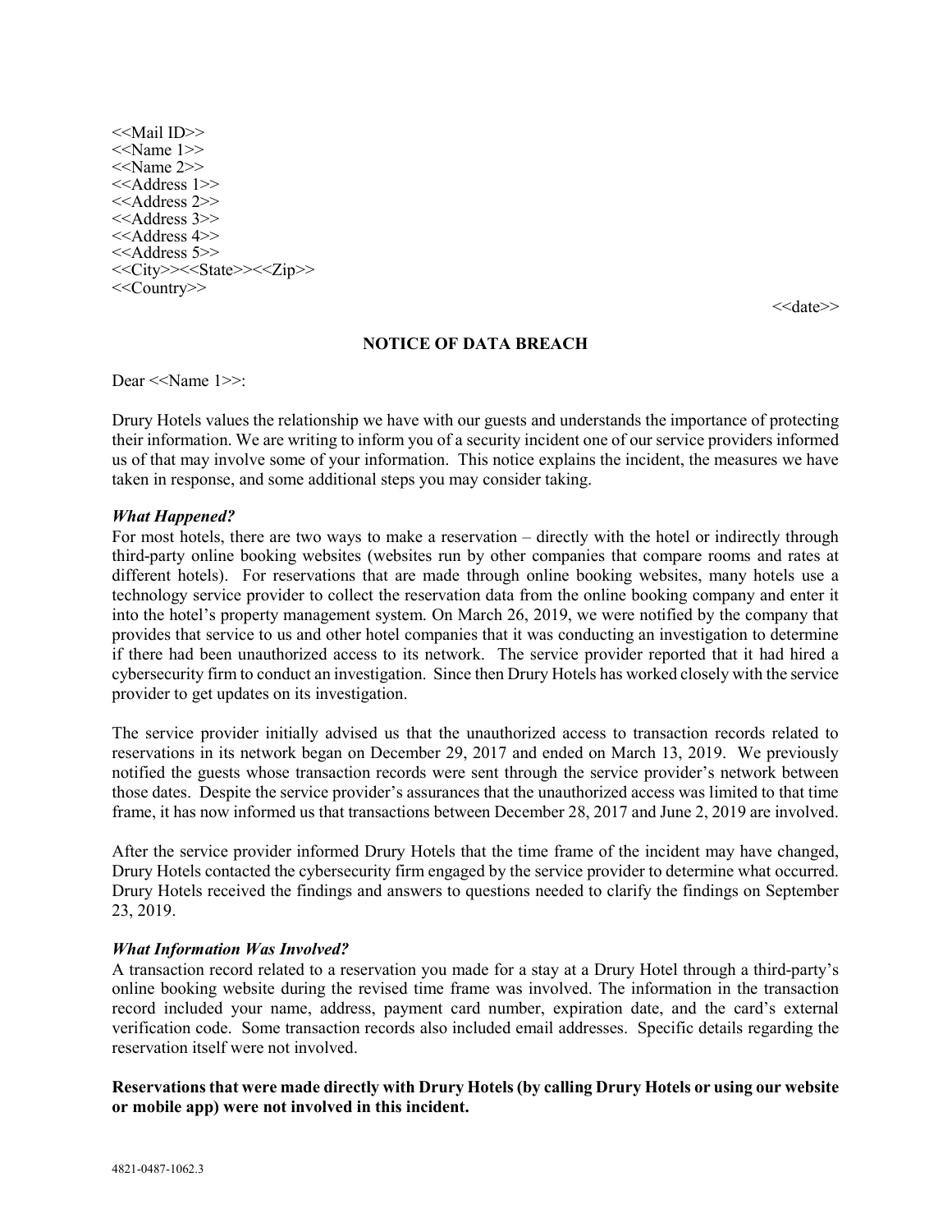<<Mail ID>>
<<Name 1>>
<<Name 2>>
<<Address 1>>
<<Address 2>>
<<Address 3>>
<<Address 4>>
<<Address 5>>
<<City>><<State>><<Zip>>
<<Country>>

<<date>>

**NOTICE OF DATA BREACH**

Dear <<Name 1>>:

Drury Hotels values the relationship we have with our guests and understands the importance of protecting their information. We are writing to inform you of a security incident one of our service providers informed us of that may involve some of your information. This notice explains the incident, the measures we have taken in response, and some additional steps you may consider taking.

***What Happened?***

For most hotels, there are two ways to make a reservation – directly with the hotel or indirectly through third-party online booking websites (websites run by other companies that compare rooms and rates at different hotels). For reservations that are made through online booking websites, many hotels use a technology service provider to collect the reservation data from the online booking company and enter it into the hotel's property management system. On March 26, 2019, we were notified by the company that provides that service to us and other hotel companies that it was conducting an investigation to determine if there had been unauthorized access to its network. The service provider reported that it had hired a cybersecurity firm to conduct an investigation. Since then Drury Hotels has worked closely with the service provider to get updates on its investigation.

The service provider initially advised us that the unauthorized access to transaction records related to reservations in its network began on December 29, 2017 and ended on March 13, 2019. We previously notified the guests whose transaction records were sent through the service provider's network between those dates. Despite the service provider's assurances that the unauthorized access was limited to that time frame, it has now informed us that transactions between December 28, 2017 and June 2, 2019 are involved.

After the service provider informed Drury Hotels that the time frame of the incident may have changed, Drury Hotels contacted the cybersecurity firm engaged by the service provider to determine what occurred. Drury Hotels received the findings and answers to questions needed to clarify the findings on September 23, 2019.

***What Information Was Involved?***

A transaction record related to a reservation you made for a stay at a Drury Hotel through a third-party's online booking website during the revised time frame was involved. The information in the transaction record included your name, address, payment card number, expiration date, and the card's external verification code. Some transaction records also included email addresses. Specific details regarding the reservation itself were not involved.

**Reservations that were made directly with Drury Hotels (by calling Drury Hotels or using our website or mobile app) were not involved in this incident.**

4821-0487-1062.3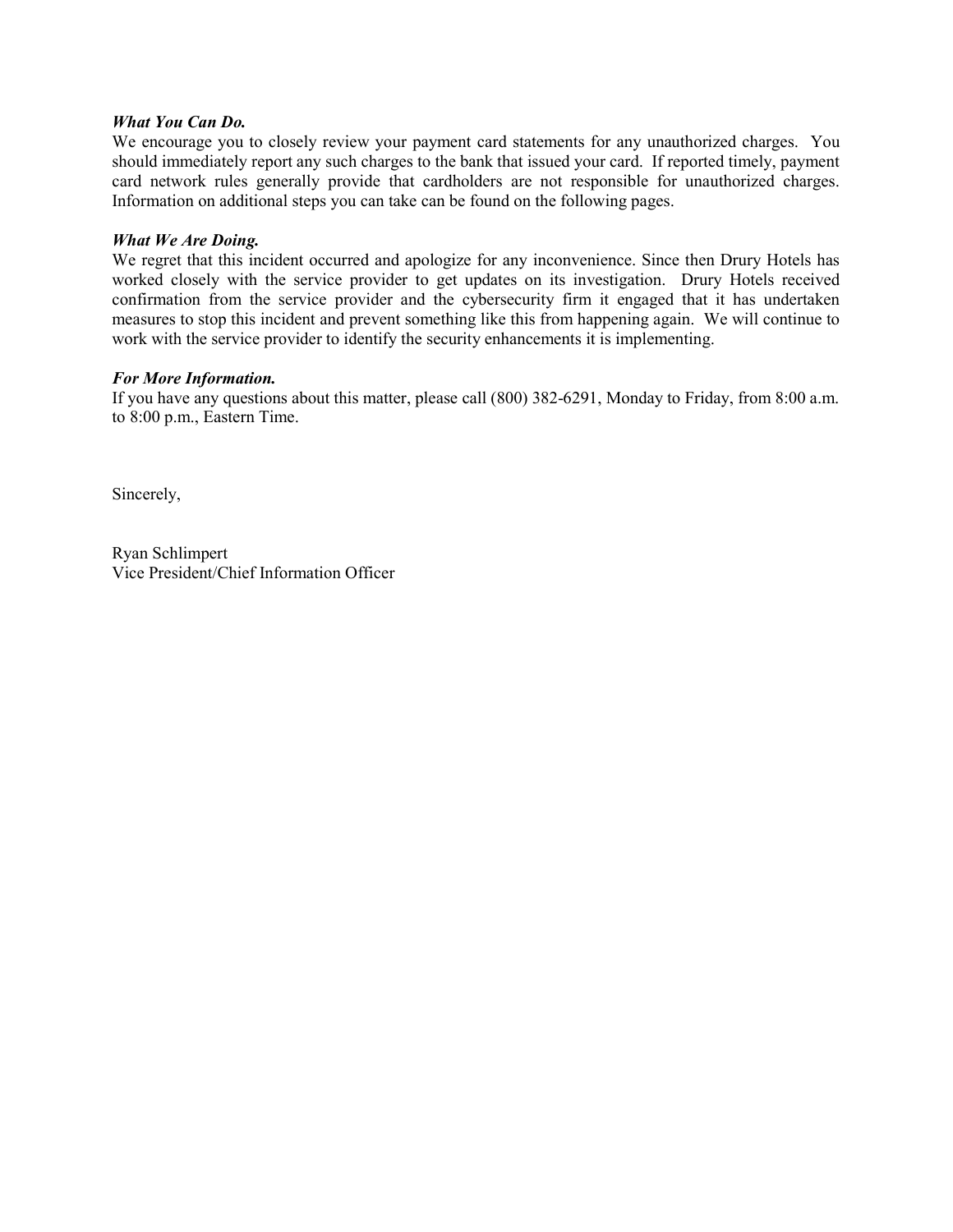***What You Can Do.***
We encourage you to closely review your payment card statements for any unauthorized charges. You should immediately report any such charges to the bank that issued your card. If reported timely, payment card network rules generally provide that cardholders are not responsible for unauthorized charges. Information on additional steps you can take can be found on the following pages.

***What We Are Doing.***
We regret that this incident occurred and apologize for any inconvenience. Since then Drury Hotels has worked closely with the service provider to get updates on its investigation. Drury Hotels received confirmation from the service provider and the cybersecurity firm it engaged that it has undertaken measures to stop this incident and prevent something like this from happening again. We will continue to work with the service provider to identify the security enhancements it is implementing.

***For More Information.***
If you have any questions about this matter, please call (800) 382-6291, Monday to Friday, from 8:00 a.m. to 8:00 p.m., Eastern Time.

Sincerely,

Ryan Schlimpert
Vice President/Chief Information Officer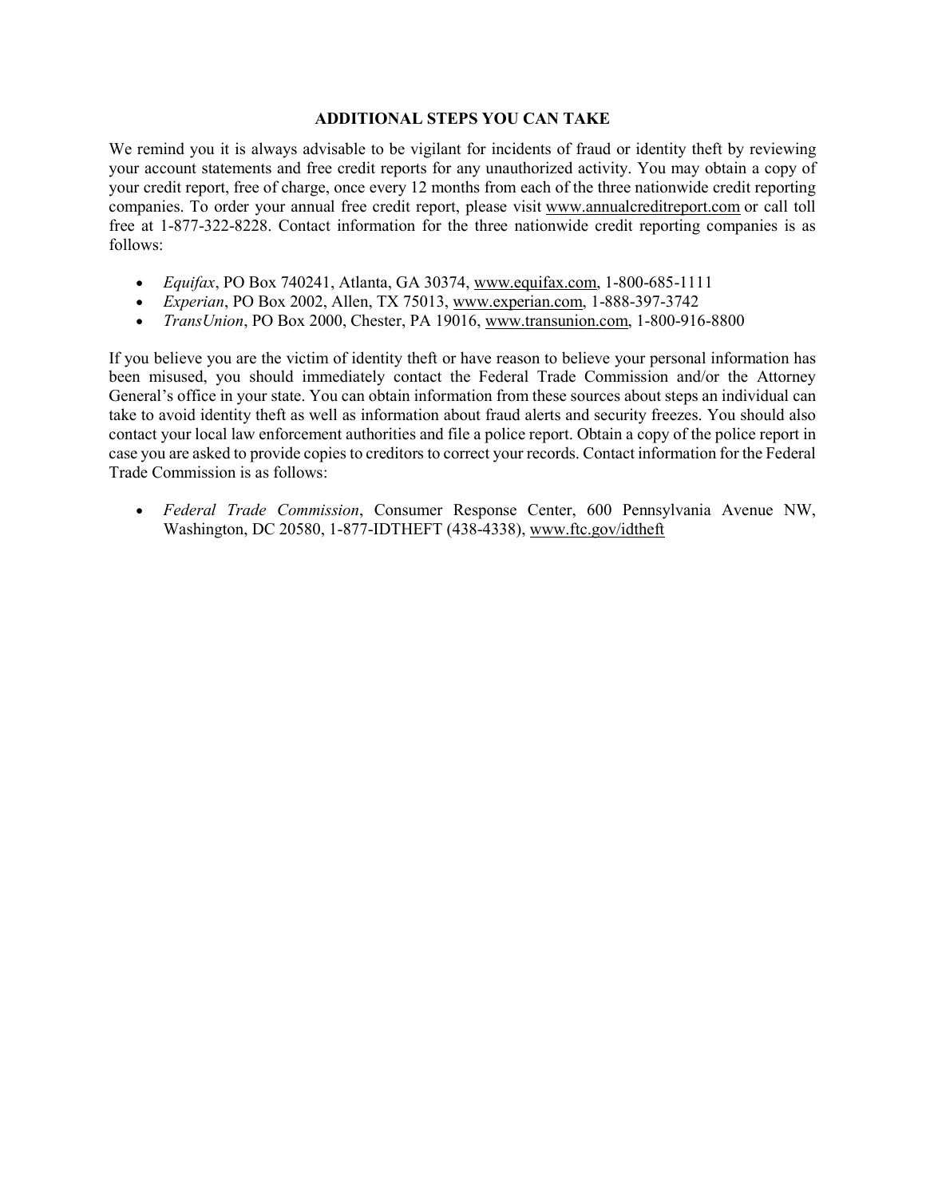## ADDITIONAL STEPS YOU CAN TAKE

We remind you it is always advisable to be vigilant for incidents of fraud or identity theft by reviewing your account statements and free credit reports for any unauthorized activity. You may obtain a copy of your credit report, free of charge, once every 12 months from each of the three nationwide credit reporting companies. To order your annual free credit report, please visit www.annualcreditreport.com or call toll free at 1-877-322-8228. Contact information for the three nationwide credit reporting companies is as follows:

- *Equifax*, PO Box 740241, Atlanta, GA 30374, www.equifax.com, 1-800-685-1111
- *Experian*, PO Box 2002, Allen, TX 75013, www.experian.com, 1-888-397-3742
- *TransUnion*, PO Box 2000, Chester, PA 19016, www.transunion.com, 1-800-916-8800

If you believe you are the victim of identity theft or have reason to believe your personal information has been misused, you should immediately contact the Federal Trade Commission and/or the Attorney General's office in your state. You can obtain information from these sources about steps an individual can take to avoid identity theft as well as information about fraud alerts and security freezes. You should also contact your local law enforcement authorities and file a police report. Obtain a copy of the police report in case you are asked to provide copies to creditors to correct your records. Contact information for the Federal Trade Commission is as follows:

- *Federal Trade Commission*, Consumer Response Center, 600 Pennsylvania Avenue NW, Washington, DC 20580, 1-877-IDTHEFT (438-4338), www.ftc.gov/idtheft